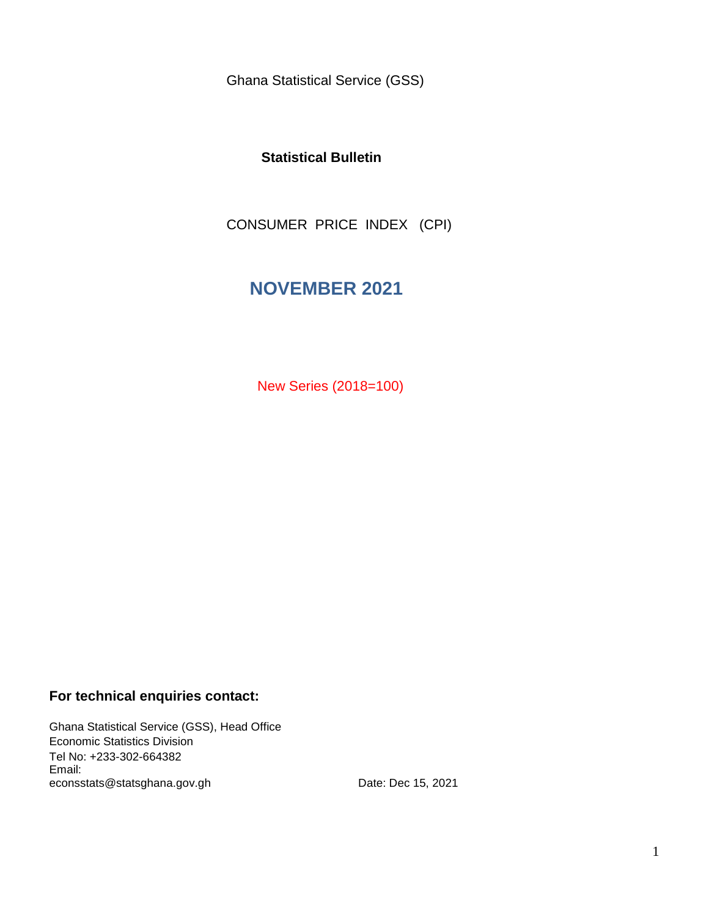Ghana Statistical Service (GSS)

**Statistical Bulletin**

CONSUMER PRICE INDEX (CPI)

# NOVEMBER 2021

New Series (2018=100)

**For technical enquiries contact:**

Ghana Statistical Service (GSS), Head Office
Economic Statistics Division
Tel No: +233-302-664382
Email:
econsstats@statsghana.gov.gh

Date: Dec 15, 2021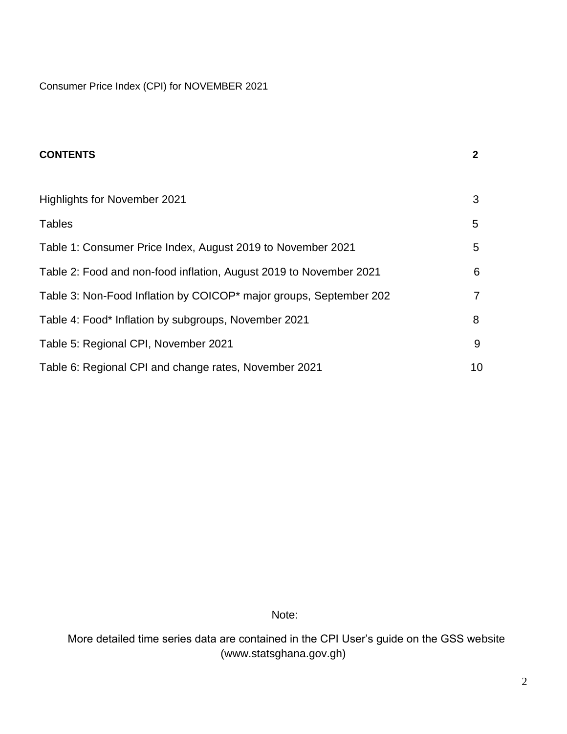Consumer Price Index (CPI) for NOVEMBER 2021

**CONTENTS** **2**

| | |
|---|---|
| Highlights for November 2021 | 3 |
| Tables | 5 |
| Table 1: Consumer Price Index, August 2019 to November 2021 | 5 |
| Table 2: Food and non-food inflation, August 2019 to November 2021 | 6 |
| Table 3: Non-Food Inflation by COICOP* major groups, September 202 | 7 |
| Table 4: Food* Inflation by subgroups, November 2021 | 8 |
| Table 5: Regional CPI, November 2021 | 9 |
| Table 6: Regional CPI and change rates, November 2021 | 10 |

Note:

More detailed time series data are contained in the CPI User's guide on the GSS website (www.statsghana.gov.gh)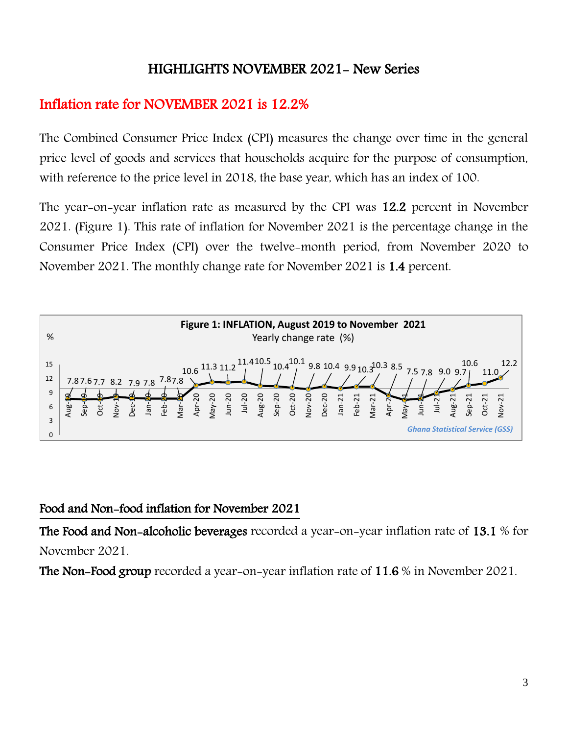## HIGHLIGHTS NOVEMBER 2021- New Series

## Inflation rate for NOVEMBER 2021 is 12.2%

The Combined Consumer Price Index (CPI) measures the change over time in the general price level of goods and services that households acquire for the purpose of consumption, with reference to the price level in 2018, the base year, which has an index of 100.

The year-on-year inflation rate as measured by the CPI was **12.2** percent in November 2021. (Figure 1). This rate of inflation for November 2021 is the percentage change in the Consumer Price Index (CPI) over the twelve-month period, from November 2020 to November 2021. The monthly change rate for November 2021 is **1.4** percent.

**Figure 1: INFLATION, August 2019 to November 2021**

Yearly change rate (%)

| Month | % |
|---|---|
| Aug-19 | 7.8 |
| Sep-19 | 7.6 |
| Oct-19 | 7.7 |
| Nov-19 | 8.2 |
| Dec-19 | 7.9 |
| Jan-20 | 7.8 |
| Feb-20 | 7.8 |
| Mar-20 | 7.8 |
| Apr-20 | 10.6 |
| May-20 | 11.3 |
| Jun-20 | 11.2 |
| Jul-20 | 11.4 |
| Aug-20 | 10.5 |
| Sep-20 | 10.4 |
| Oct-20 | 10.1 |
| Nov-20 | 9.8 |
| Dec-20 | 10.4 |
| Jan-21 | 9.9 |
| Feb-21 | 10.3 |
| Mar-21 | 10.3 |
| Apr-21 | 8.5 |
| May-21 | 7.5 |
| Jun-21 | 7.8 |
| Jul-21 | 9.0 |
| Aug-21 | 9.7 |
| Sep-21 | 10.6 |
| Oct-21 | 11.0 |
| Nov-21 | 12.2 |

*Ghana Statistical Service (GSS)*

### Food and Non-food inflation for November 2021

**The Food and Non-alcoholic beverages** recorded a year-on-year inflation rate of **13.1** % for November 2021.

**The Non-Food group** recorded a year-on-year inflation rate of **11.6** % in November 2021.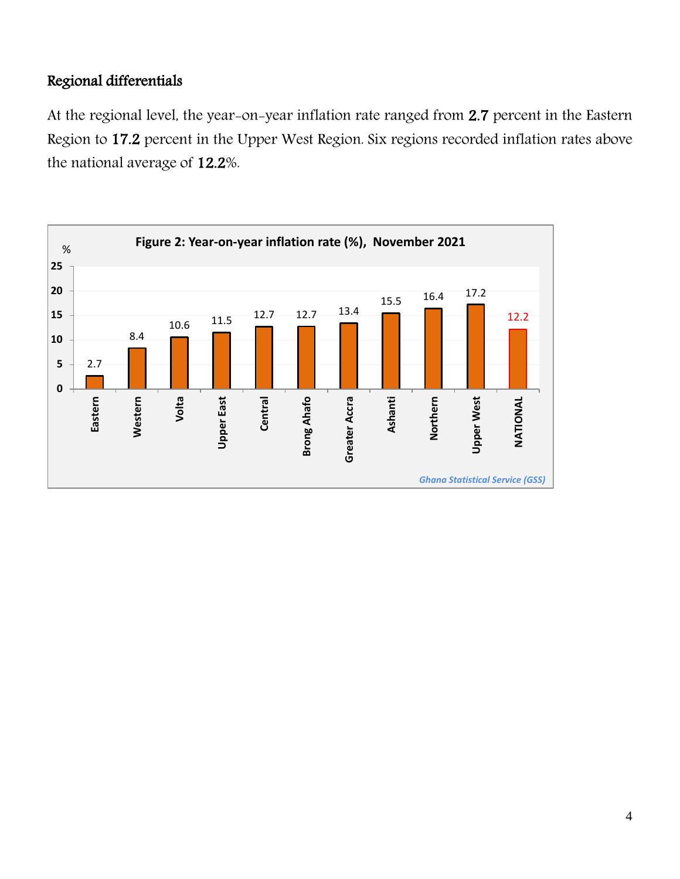## Regional differentials

At the regional level, the year-on-year inflation rate ranged from 2.7 percent in the Eastern Region to 17.2 percent in the Upper West Region. Six regions recorded inflation rates above the national average of 12.2%.

**Figure 2: Year-on-year inflation rate (%), November 2021**

| Region | % |
|---|---|
| Eastern | 2.7 |
| Western | 8.4 |
| Volta | 10.6 |
| Upper East | 11.5 |
| Central | 12.7 |
| Brong Ahafo | 12.7 |
| Greater Accra | 13.4 |
| Ashanti | 15.5 |
| Northern | 16.4 |
| Upper West | 17.2 |
| NATIONAL | 12.2 |

*Ghana Statistical Service (GSS)*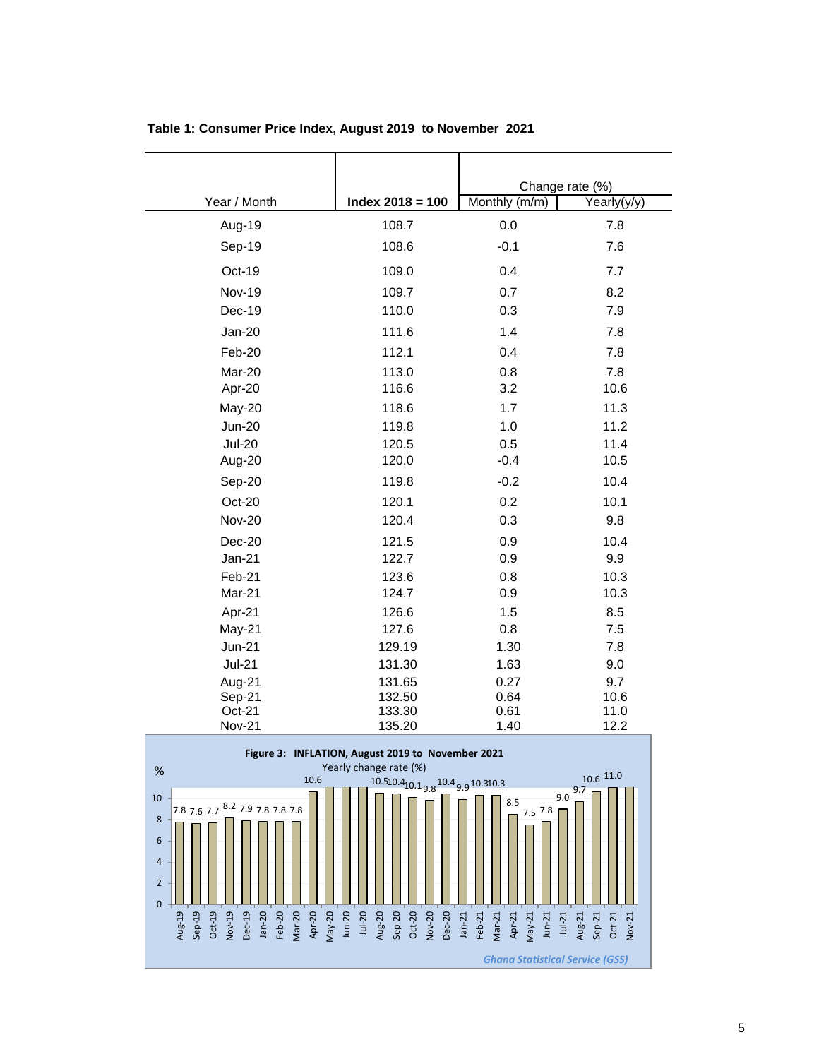**Table 1: Consumer Price Index, August 2019 to November 2021**

| Year / Month | Index 2018 = 100 | Change rate (%) Monthly (m/m) | Change rate (%) Yearly(y/y) |
|---|---|---|---|
| Aug-19 | 108.7 | 0.0 | 7.8 |
| Sep-19 | 108.6 | -0.1 | 7.6 |
| Oct-19 | 109.0 | 0.4 | 7.7 |
| Nov-19 | 109.7 | 0.7 | 8.2 |
| Dec-19 | 110.0 | 0.3 | 7.9 |
| Jan-20 | 111.6 | 1.4 | 7.8 |
| Feb-20 | 112.1 | 0.4 | 7.8 |
| Mar-20 | 113.0 | 0.8 | 7.8 |
| Apr-20 | 116.6 | 3.2 | 10.6 |
| May-20 | 118.6 | 1.7 | 11.3 |
| Jun-20 | 119.8 | 1.0 | 11.2 |
| Jul-20 | 120.5 | 0.5 | 11.4 |
| Aug-20 | 120.0 | -0.4 | 10.5 |
| Sep-20 | 119.8 | -0.2 | 10.4 |
| Oct-20 | 120.1 | 0.2 | 10.1 |
| Nov-20 | 120.4 | 0.3 | 9.8 |
| Dec-20 | 121.5 | 0.9 | 10.4 |
| Jan-21 | 122.7 | 0.9 | 9.9 |
| Feb-21 | 123.6 | 0.8 | 10.3 |
| Mar-21 | 124.7 | 0.9 | 10.3 |
| Apr-21 | 126.6 | 1.5 | 8.5 |
| May-21 | 127.6 | 0.8 | 7.5 |
| Jun-21 | 129.19 | 1.30 | 7.8 |
| Jul-21 | 131.30 | 1.63 | 9.0 |
| Aug-21 | 131.65 | 0.27 | 9.7 |
| Sep-21 | 132.50 | 0.64 | 10.6 |
| Oct-21 | 133.30 | 0.61 | 11.0 |
| Nov-21 | 135.20 | 1.40 | 12.2 |

**Figure 3: INFLATION, August 2019 to November 2021**

Yearly change rate (%)

| Month | % |
|---|---|
| Aug-19 | 7.8 |
| Sep-19 | 7.6 |
| Oct-19 | 7.7 |
| Nov-19 | 8.2 |
| Dec-19 | 7.9 |
| Jan-20 | 7.8 |
| Feb-20 | 7.8 |
| Mar-20 | 7.8 |
| Apr-20 | 10.6 |
| May-20 | |
| Jun-20 | |
| Jul-20 | |
| Aug-20 | 10.5 |
| Sep-20 | 10.4 |
| Oct-20 | 10.1 |
| Nov-20 | 9.8 |
| Dec-20 | 10.4 |
| Jan-21 | 9.9 |
| Feb-21 | 10.3 |
| Mar-21 | 10.3 |
| Apr-21 | 8.5 |
| May-21 | 7.5 |
| Jun-21 | 7.8 |
| Jul-21 | 9.0 |
| Aug-21 | 9.7 |
| Sep-21 | 10.6 |
| Oct-21 | 11.0 |
| Nov-21 | |

*Ghana Statistical Service (GSS)*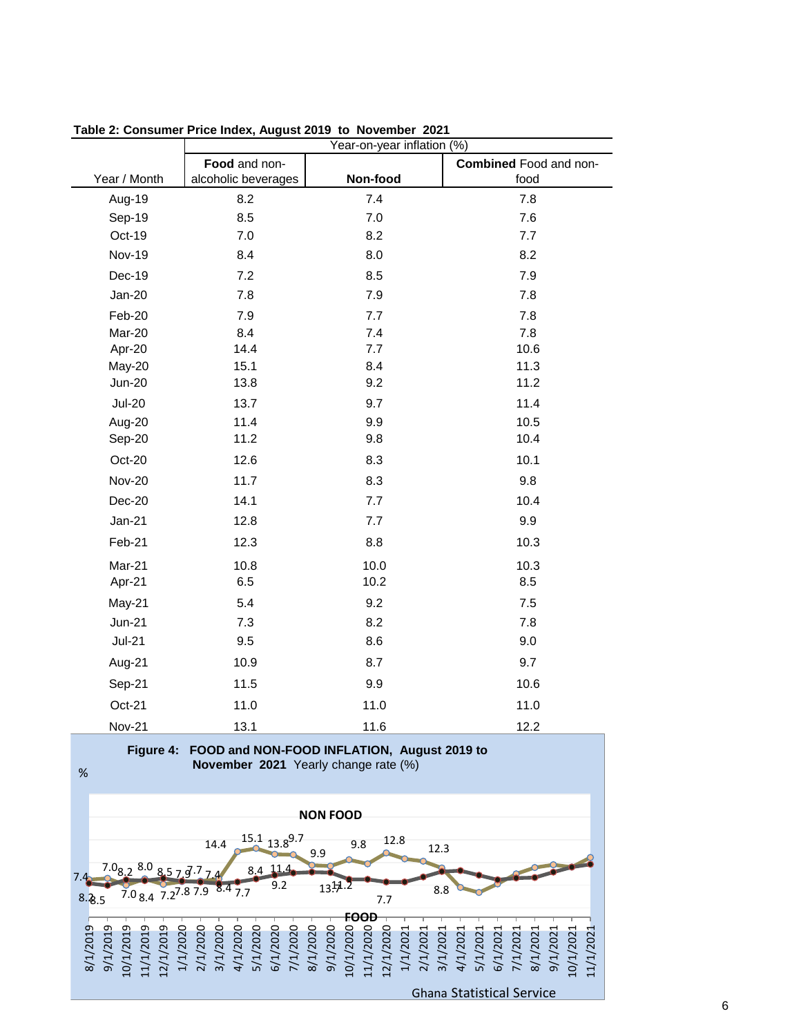**Table 2: Consumer Price Index, August 2019 to November 2021**

| Year / Month | Year-on-year inflation (%) | | |
|---|---|---|---|
| | **Food** and non-alcoholic beverages | **Non-food** | **Combined** Food and non-food |
| Aug-19 | 8.2 | 7.4 | 7.8 |
| Sep-19 | 8.5 | 7.0 | 7.6 |
| Oct-19 | 7.0 | 8.2 | 7.7 |
| Nov-19 | 8.4 | 8.0 | 8.2 |
| Dec-19 | 7.2 | 8.5 | 7.9 |
| Jan-20 | 7.8 | 7.9 | 7.8 |
| Feb-20 | 7.9 | 7.7 | 7.8 |
| Mar-20 | 8.4 | 7.4 | 7.8 |
| Apr-20 | 14.4 | 7.7 | 10.6 |
| May-20 | 15.1 | 8.4 | 11.3 |
| Jun-20 | 13.8 | 9.2 | 11.2 |
| Jul-20 | 13.7 | 9.7 | 11.4 |
| Aug-20 | 11.4 | 9.9 | 10.5 |
| Sep-20 | 11.2 | 9.8 | 10.4 |
| Oct-20 | 12.6 | 8.3 | 10.1 |
| Nov-20 | 11.7 | 8.3 | 9.8 |
| Dec-20 | 14.1 | 7.7 | 10.4 |
| Jan-21 | 12.8 | 7.7 | 9.9 |
| Feb-21 | 12.3 | 8.8 | 10.3 |
| Mar-21 | 10.8 | 10.0 | 10.3 |
| Apr-21 | 6.5 | 10.2 | 8.5 |
| May-21 | 5.4 | 9.2 | 7.5 |
| Jun-21 | 7.3 | 8.2 | 7.8 |
| Jul-21 | 9.5 | 8.6 | 9.0 |
| Aug-21 | 10.9 | 8.7 | 9.7 |
| Sep-21 | 11.5 | 9.9 | 10.6 |
| Oct-21 | 11.0 | 11.0 | 11.0 |
| Nov-21 | 13.1 | 11.6 | 12.2 |

**Figure 4: FOOD and NON-FOOD INFLATION, August 2019 to November 2021** Yearly change rate (%)

Ghana Statistical Service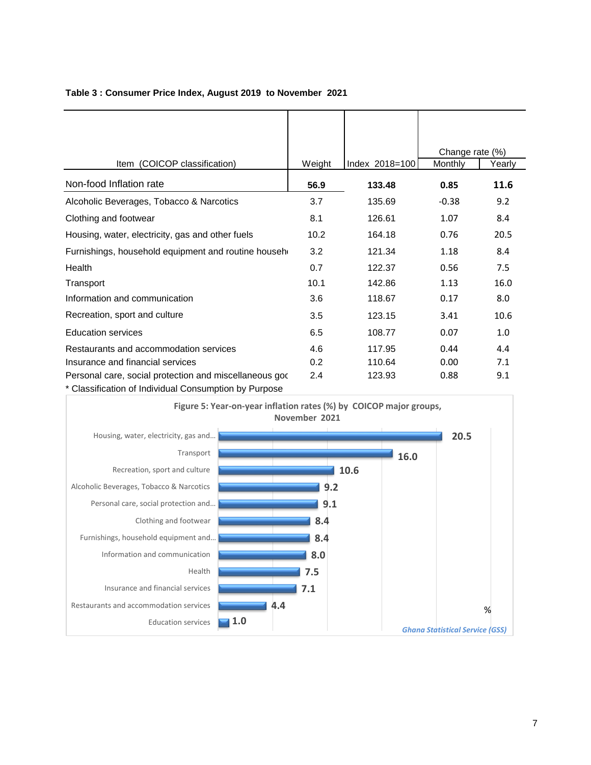**Table 3 : Consumer Price Index, August 2019 to November 2021**

| Item (COICOP classification) | Weight | Index 2018=100 | Change rate (%) Monthly | Yearly |
|---|---|---|---|---|
| Non-food Inflation rate | **56.9** | **133.48** | **0.85** | **11.6** |
| Alcoholic Beverages, Tobacco & Narcotics | 3.7 | 135.69 | -0.38 | 9.2 |
| Clothing and footwear | 8.1 | 126.61 | 1.07 | 8.4 |
| Housing, water, electricity, gas and other fuels | 10.2 | 164.18 | 0.76 | 20.5 |
| Furnishings, household equipment and routine househ | 3.2 | 121.34 | 1.18 | 8.4 |
| Health | 0.7 | 122.37 | 0.56 | 7.5 |
| Transport | 10.1 | 142.86 | 1.13 | 16.0 |
| Information and communication | 3.6 | 118.67 | 0.17 | 8.0 |
| Recreation, sport and culture | 3.5 | 123.15 | 3.41 | 10.6 |
| Education services | 6.5 | 108.77 | 0.07 | 1.0 |
| Restaurants and accommodation services | 4.6 | 117.95 | 0.44 | 4.4 |
| Insurance and financial services | 0.2 | 110.64 | 0.00 | 7.1 |
| Personal care, social protection and miscellaneous goc | 2.4 | 123.93 | 0.88 | 9.1 |

* Classification of Individual Consumption by Purpose

**Figure 5: Year-on-year inflation rates (%) by COICOP major groups, November 2021**

| COICOP major group | % |
|---|---|
| Housing, water, electricity, gas and... | 20.5 |
| Transport | 16.0 |
| Recreation, sport and culture | 10.6 |
| Alcoholic Beverages, Tobacco & Narcotics | 9.2 |
| Personal care, social protection and... | 9.1 |
| Clothing and footwear | 8.4 |
| Furnishings, household equipment and... | 8.4 |
| Information and communication | 8.0 |
| Health | 7.5 |
| Insurance and financial services | 7.1 |
| Restaurants and accommodation services | 4.4 |
| Education services | 1.0 |

*Ghana Statistical Service (GSS)*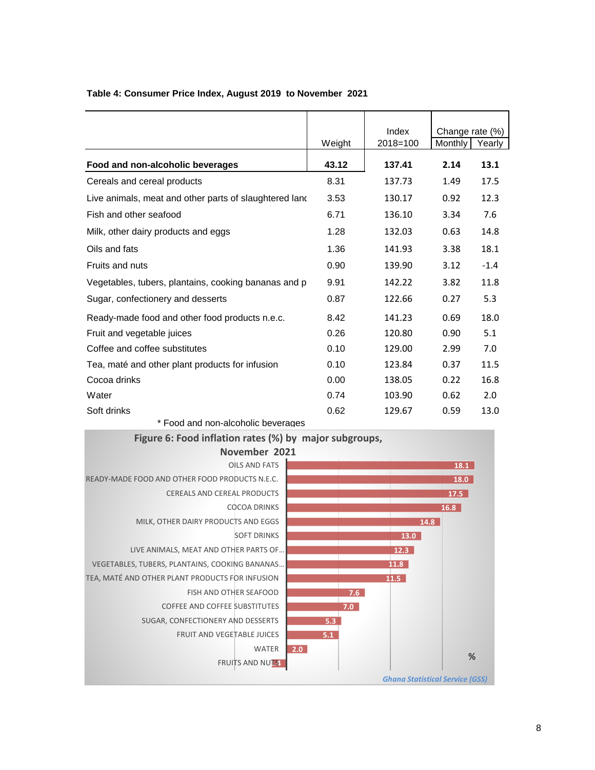**Table 4: Consumer Price Index, August 2019 to November 2021**

| | Weight | Index 2018=100 | Change rate (%) | |
|---|---|---|---|---|
| | | | Monthly | Yearly |
| **Food and non-alcoholic beverages** | **43.12** | **137.41** | **2.14** | **13.1** |
| Cereals and cereal products | 8.31 | 137.73 | 1.49 | 17.5 |
| Live animals, meat and other parts of slaughtered lanc | 3.53 | 130.17 | 0.92 | 12.3 |
| Fish and other seafood | 6.71 | 136.10 | 3.34 | 7.6 |
| Milk, other dairy products and eggs | 1.28 | 132.03 | 0.63 | 14.8 |
| Oils and fats | 1.36 | 141.93 | 3.38 | 18.1 |
| Fruits and nuts | 0.90 | 139.90 | 3.12 | -1.4 |
| Vegetables, tubers, plantains, cooking bananas and p | 9.91 | 142.22 | 3.82 | 11.8 |
| Sugar, confectionery and desserts | 0.87 | 122.66 | 0.27 | 5.3 |
| Ready-made food and other food products n.e.c. | 8.42 | 141.23 | 0.69 | 18.0 |
| Fruit and vegetable juices | 0.26 | 120.80 | 0.90 | 5.1 |
| Coffee and coffee substitutes | 0.10 | 129.00 | 2.99 | 7.0 |
| Tea, maté and other plant products for infusion | 0.10 | 123.84 | 0.37 | 11.5 |
| Cocoa drinks | 0.00 | 138.05 | 0.22 | 16.8 |
| Water | 0.74 | 103.90 | 0.62 | 2.0 |
| Soft drinks | 0.62 | 129.67 | 0.59 | 13.0 |

* Food and non-alcoholic beverages

**Figure 6: Food inflation rates (%) by major subgroups, November 2021**

| Subgroup | % |
|---|---|
| OILS AND FATS | 18.1 |
| READY-MADE FOOD AND OTHER FOOD PRODUCTS N.E.C. | 18.0 |
| CEREALS AND CEREAL PRODUCTS | 17.5 |
| COCOA DRINKS | 16.8 |
| MILK, OTHER DAIRY PRODUCTS AND EGGS | 14.8 |
| SOFT DRINKS | 13.0 |
| LIVE ANIMALS, MEAT AND OTHER PARTS OF... | 12.3 |
| VEGETABLES, TUBERS, PLANTAINS, COOKING BANANAS... | 11.8 |
| TEA, MATÉ AND OTHER PLANT PRODUCTS FOR INFUSION | 11.5 |
| FISH AND OTHER SEAFOOD | 7.6 |
| COFFEE AND COFFEE SUBSTITUTES | 7.0 |
| SUGAR, CONFECTIONERY AND DESSERTS | 5.3 |
| FRUIT AND VEGETABLE JUICES | 5.1 |
| WATER | 2.0 |
| FRUITS AND NUTS | -1.4 |

*Ghana Statistical Service (GSS)*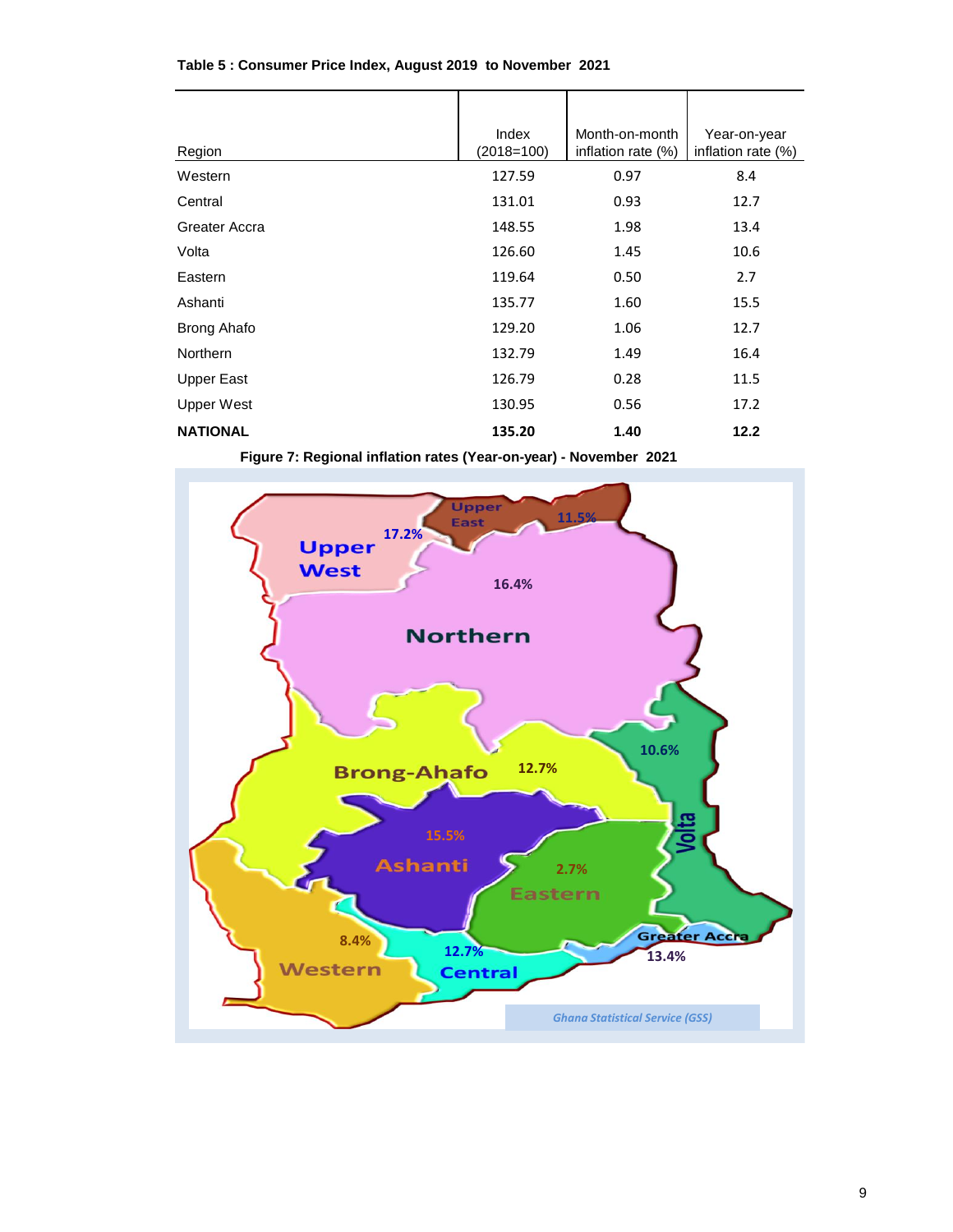**Table 5 : Consumer Price Index, August 2019 to November 2021**

| Region | Index (2018=100) | Month-on-month inflation rate (%) | Year-on-year inflation rate (%) |
|---|---|---|---|
| Western | 127.59 | 0.97 | 8.4 |
| Central | 131.01 | 0.93 | 12.7 |
| Greater Accra | 148.55 | 1.98 | 13.4 |
| Volta | 126.60 | 1.45 | 10.6 |
| Eastern | 119.64 | 0.50 | 2.7 |
| Ashanti | 135.77 | 1.60 | 15.5 |
| Brong Ahafo | 129.20 | 1.06 | 12.7 |
| Northern | 132.79 | 1.49 | 16.4 |
| Upper East | 126.79 | 0.28 | 11.5 |
| Upper West | 130.95 | 0.56 | 17.2 |
| **NATIONAL** | **135.20** | **1.40** | **12.2** |

**Figure 7: Regional inflation rates (Year-on-year) - November 2021**

Upper West 17.2%; Upper East 11.5%; Northern 16.4%; Brong-Ahafo 12.7%; Volta 10.6%; Ashanti 15.5%; Eastern 2.7%; Western 8.4%; Central 12.7%; Greater Accra 13.4%

*Ghana Statistical Service (GSS)*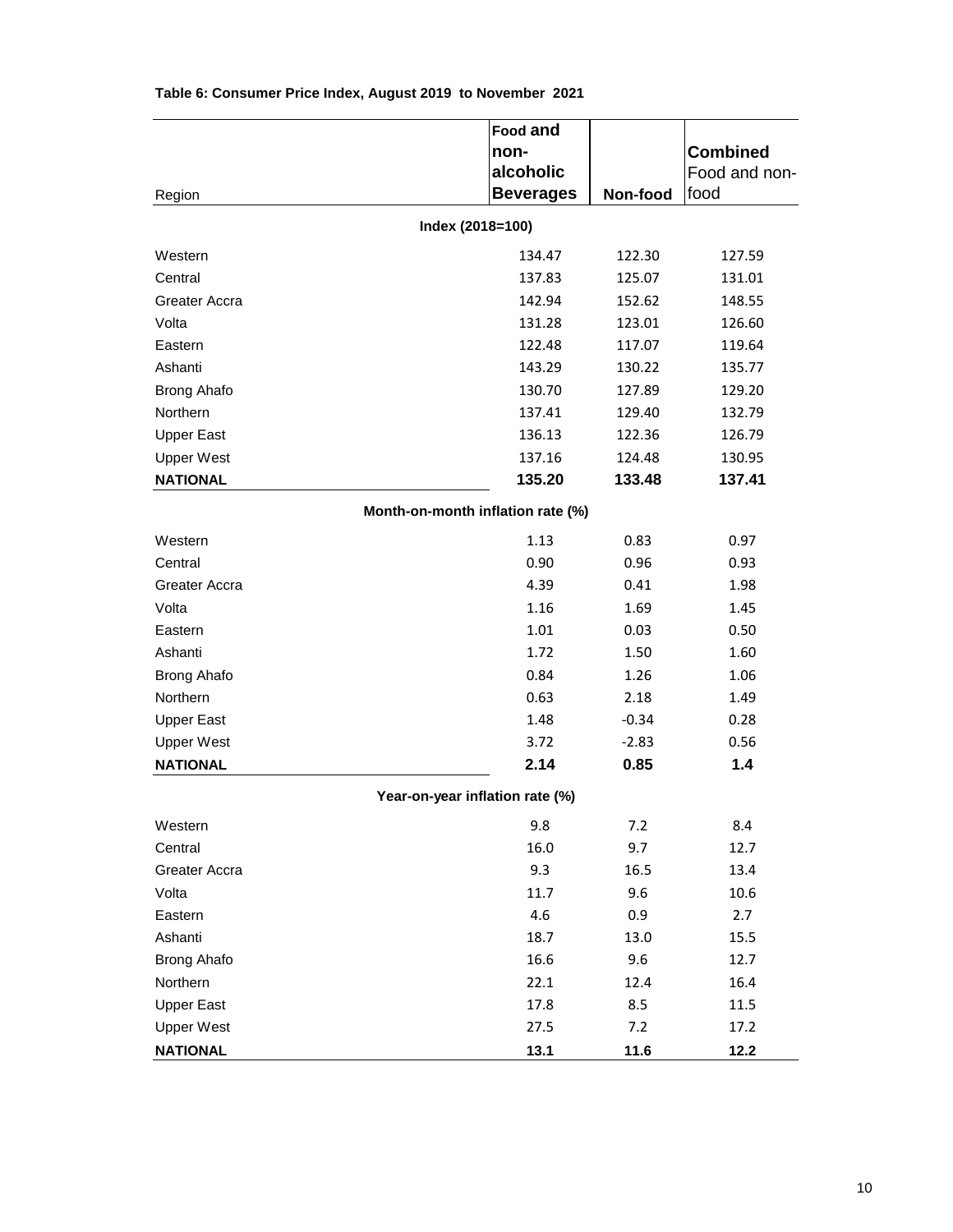**Table 6: Consumer Price Index, August 2019 to November 2021**

| Region | Food and non-alcoholic Beverages | Non-food | Combined Food and non-food |
|---|---|---|---|
| **Index (2018=100)** | | | |
| Western | 134.47 | 122.30 | 127.59 |
| Central | 137.83 | 125.07 | 131.01 |
| Greater Accra | 142.94 | 152.62 | 148.55 |
| Volta | 131.28 | 123.01 | 126.60 |
| Eastern | 122.48 | 117.07 | 119.64 |
| Ashanti | 143.29 | 130.22 | 135.77 |
| Brong Ahafo | 130.70 | 127.89 | 129.20 |
| Northern | 137.41 | 129.40 | 132.79 |
| Upper East | 136.13 | 122.36 | 126.79 |
| Upper West | 137.16 | 124.48 | 130.95 |
| **NATIONAL** | **135.20** | **133.48** | **137.41** |
| **Month-on-month inflation rate (%)** | | | |
| Western | 1.13 | 0.83 | 0.97 |
| Central | 0.90 | 0.96 | 0.93 |
| Greater Accra | 4.39 | 0.41 | 1.98 |
| Volta | 1.16 | 1.69 | 1.45 |
| Eastern | 1.01 | 0.03 | 0.50 |
| Ashanti | 1.72 | 1.50 | 1.60 |
| Brong Ahafo | 0.84 | 1.26 | 1.06 |
| Northern | 0.63 | 2.18 | 1.49 |
| Upper East | 1.48 | -0.34 | 0.28 |
| Upper West | 3.72 | -2.83 | 0.56 |
| **NATIONAL** | **2.14** | **0.85** | **1.4** |
| **Year-on-year inflation rate (%)** | | | |
| Western | 9.8 | 7.2 | 8.4 |
| Central | 16.0 | 9.7 | 12.7 |
| Greater Accra | 9.3 | 16.5 | 13.4 |
| Volta | 11.7 | 9.6 | 10.6 |
| Eastern | 4.6 | 0.9 | 2.7 |
| Ashanti | 18.7 | 13.0 | 15.5 |
| Brong Ahafo | 16.6 | 9.6 | 12.7 |
| Northern | 22.1 | 12.4 | 16.4 |
| Upper East | 17.8 | 8.5 | 11.5 |
| Upper West | 27.5 | 7.2 | 17.2 |
| **NATIONAL** | **13.1** | **11.6** | **12.2** |